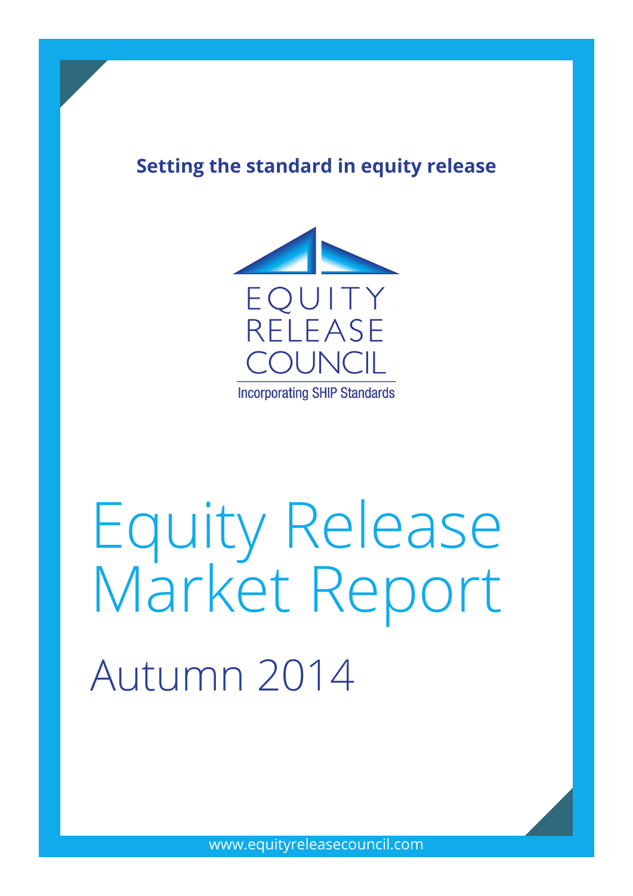**Setting the standard in equity release**

EQUITY RELEASE COUNCIL

Incorporating SHIP Standards

# Equity Release Market Report

## Autumn 2014

www.equityreleasecouncil.com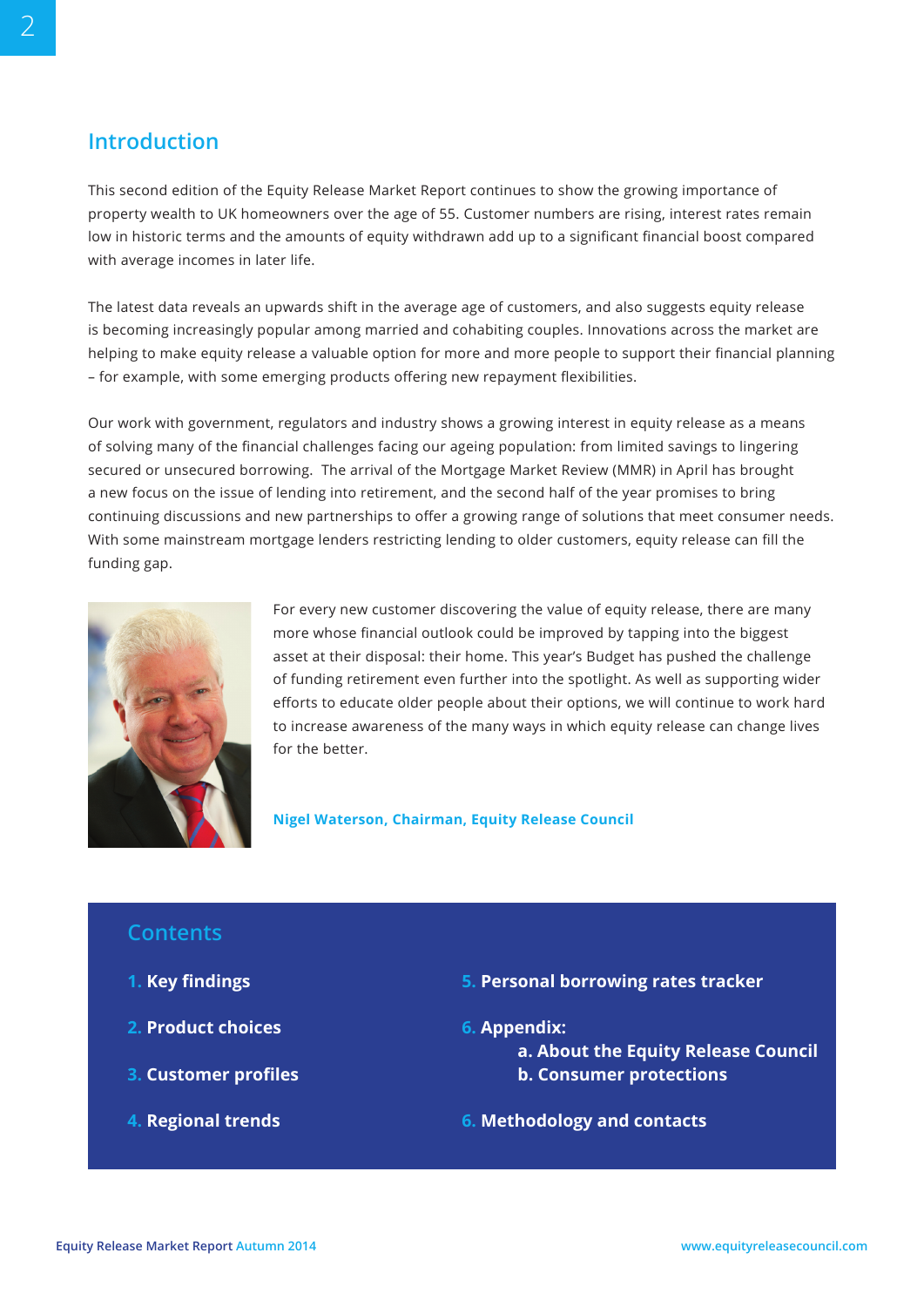## Introduction

This second edition of the Equity Release Market Report continues to show the growing importance of property wealth to UK homeowners over the age of 55. Customer numbers are rising, interest rates remain low in historic terms and the amounts of equity withdrawn add up to a significant financial boost compared with average incomes in later life.

The latest data reveals an upwards shift in the average age of customers, and also suggests equity release is becoming increasingly popular among married and cohabiting couples. Innovations across the market are helping to make equity release a valuable option for more and more people to support their financial planning – for example, with some emerging products offering new repayment flexibilities.

Our work with government, regulators and industry shows a growing interest in equity release as a means of solving many of the financial challenges facing our ageing population: from limited savings to lingering secured or unsecured borrowing. The arrival of the Mortgage Market Review (MMR) in April has brought a new focus on the issue of lending into retirement, and the second half of the year promises to bring continuing discussions and new partnerships to offer a growing range of solutions that meet consumer needs. With some mainstream mortgage lenders restricting lending to older customers, equity release can fill the funding gap.

For every new customer discovering the value of equity release, there are many more whose financial outlook could be improved by tapping into the biggest asset at their disposal: their home. This year's Budget has pushed the challenge of funding retirement even further into the spotlight. As well as supporting wider efforts to educate older people about their options, we will continue to work hard to increase awareness of the many ways in which equity release can change lives for the better.

**Nigel Waterson, Chairman, Equity Release Council**

## Contents

1. **Key findings**
2. **Product choices**
3. **Customer profiles**
4. **Regional trends**
5. **Personal borrowing rates tracker**
6. **Appendix:**
   - **a. About the Equity Release Council**
   - **b. Consumer protections**
6. **Methodology and contacts**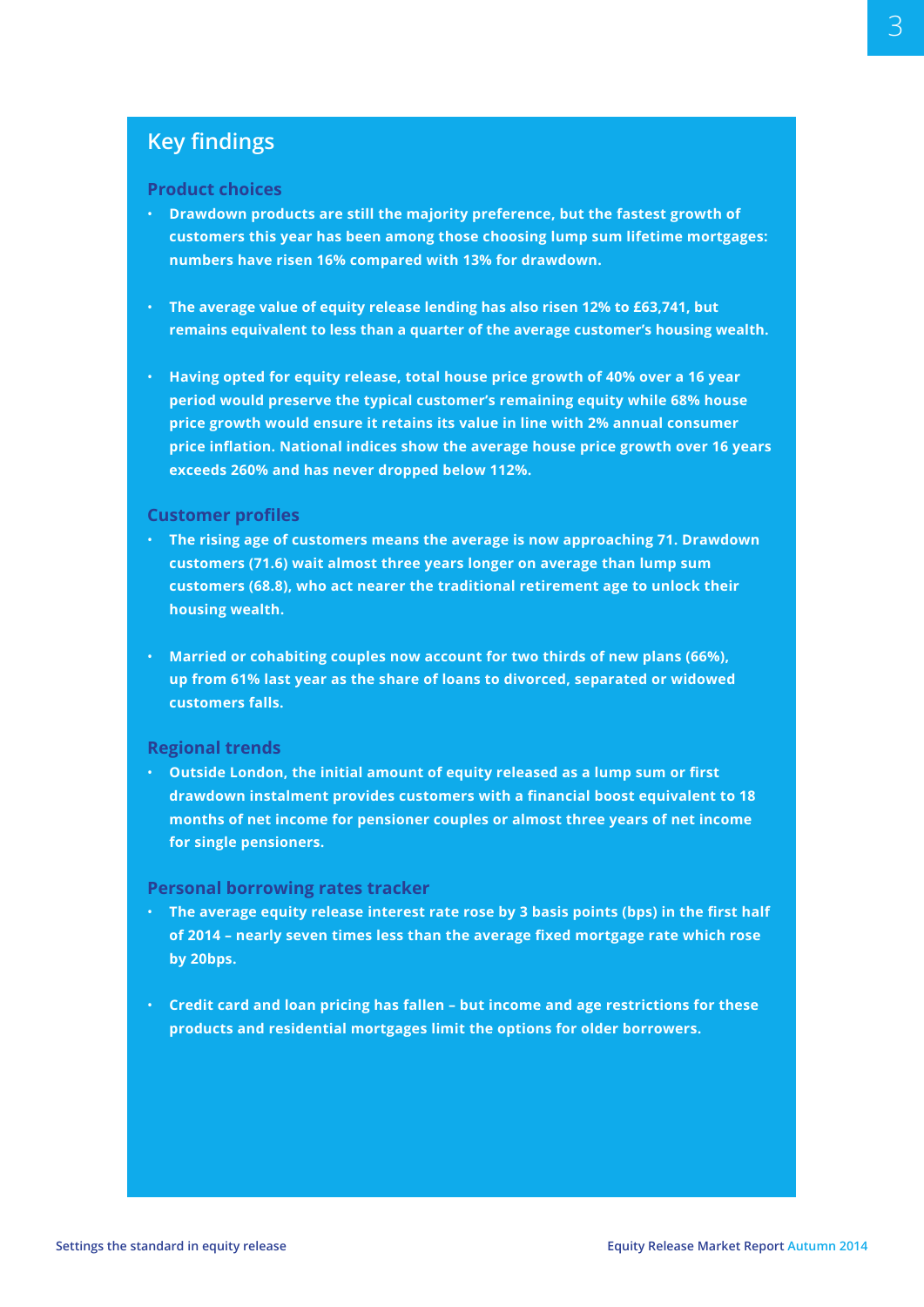## Key findings

### Product choices

- **Drawdown products are still the majority preference, but the fastest growth of customers this year has been among those choosing lump sum lifetime mortgages: numbers have risen 16% compared with 13% for drawdown.**

- **The average value of equity release lending has also risen 12% to £63,741, but remains equivalent to less than a quarter of the average customer's housing wealth.**

- **Having opted for equity release, total house price growth of 40% over a 16 year period would preserve the typical customer's remaining equity while 68% house price growth would ensure it retains its value in line with 2% annual consumer price inflation. National indices show the average house price growth over 16 years exceeds 260% and has never dropped below 112%.**

### Customer profiles

- **The rising age of customers means the average is now approaching 71. Drawdown customers (71.6) wait almost three years longer on average than lump sum customers (68.8), who act nearer the traditional retirement age to unlock their housing wealth.**

- **Married or cohabiting couples now account for two thirds of new plans (66%), up from 61% last year as the share of loans to divorced, separated or widowed customers falls.**

### Regional trends

- **Outside London, the initial amount of equity released as a lump sum or first drawdown instalment provides customers with a financial boost equivalent to 18 months of net income for pensioner couples or almost three years of net income for single pensioners.**

### Personal borrowing rates tracker

- **The average equity release interest rate rose by 3 basis points (bps) in the first half of 2014 – nearly seven times less than the average fixed mortgage rate which rose by 20bps.**

- **Credit card and loan pricing has fallen – but income and age restrictions for these products and residential mortgages limit the options for older borrowers.**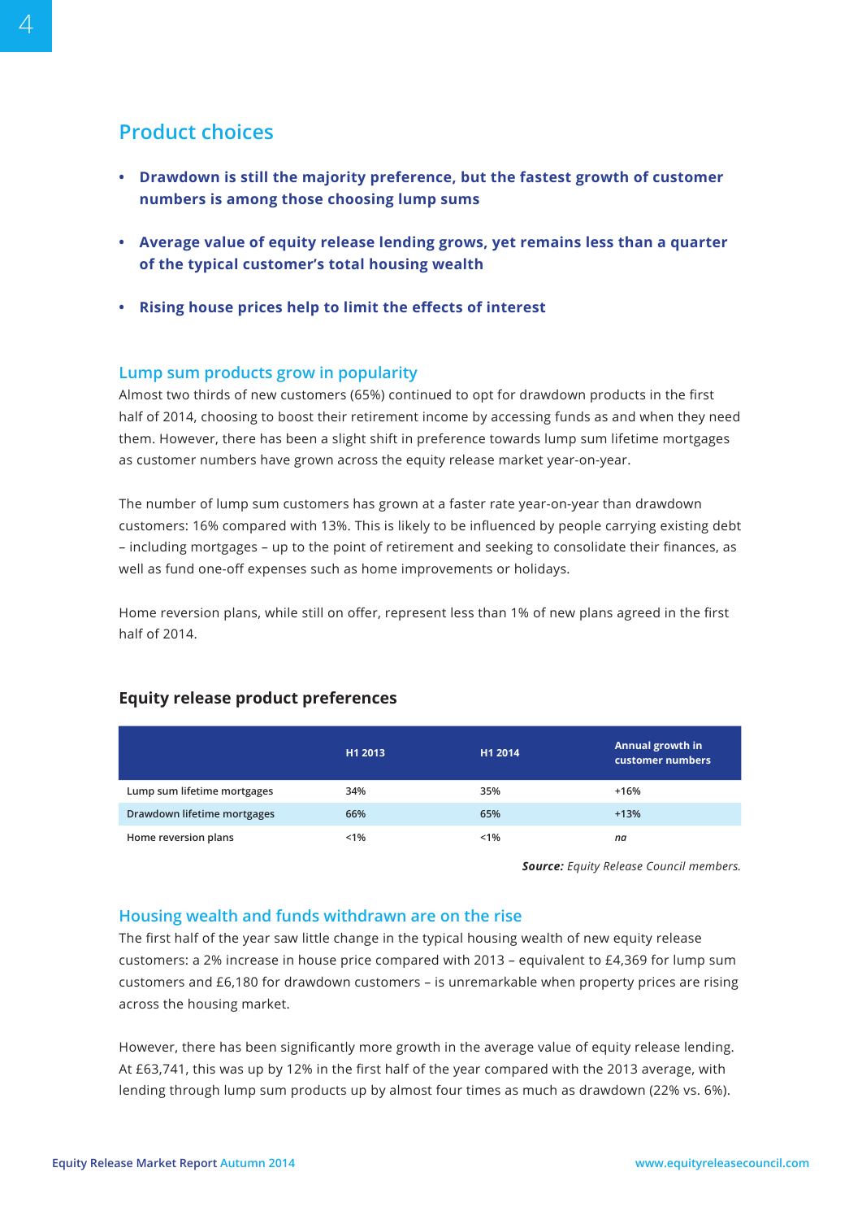## Product choices

- **Drawdown is still the majority preference, but the fastest growth of customer numbers is among those choosing lump sums**
- **Average value of equity release lending grows, yet remains less than a quarter of the typical customer's total housing wealth**
- **Rising house prices help to limit the effects of interest**

### Lump sum products grow in popularity

Almost two thirds of new customers (65%) continued to opt for drawdown products in the first half of 2014, choosing to boost their retirement income by accessing funds as and when they need them. However, there has been a slight shift in preference towards lump sum lifetime mortgages as customer numbers have grown across the equity release market year-on-year.

The number of lump sum customers has grown at a faster rate year-on-year than drawdown customers: 16% compared with 13%. This is likely to be influenced by people carrying existing debt – including mortgages – up to the point of retirement and seeking to consolidate their finances, as well as fund one-off expenses such as home improvements or holidays.

Home reversion plans, while still on offer, represent less than 1% of new plans agreed in the first half of 2014.

### Equity release product preferences

| | H1 2013 | H1 2014 | Annual growth in customer numbers |
|---|---|---|---|
| Lump sum lifetime mortgages | 34% | 35% | +16% |
| Drawdown lifetime mortgages | 66% | 65% | +13% |
| Home reversion plans | <1% | <1% | *na* |

***Source:*** *Equity Release Council members.*

### Housing wealth and funds withdrawn are on the rise

The first half of the year saw little change in the typical housing wealth of new equity release customers: a 2% increase in house price compared with 2013 – equivalent to £4,369 for lump sum customers and £6,180 for drawdown customers – is unremarkable when property prices are rising across the housing market.

However, there has been significantly more growth in the average value of equity release lending. At £63,741, this was up by 12% in the first half of the year compared with the 2013 average, with lending through lump sum products up by almost four times as much as drawdown (22% vs. 6%).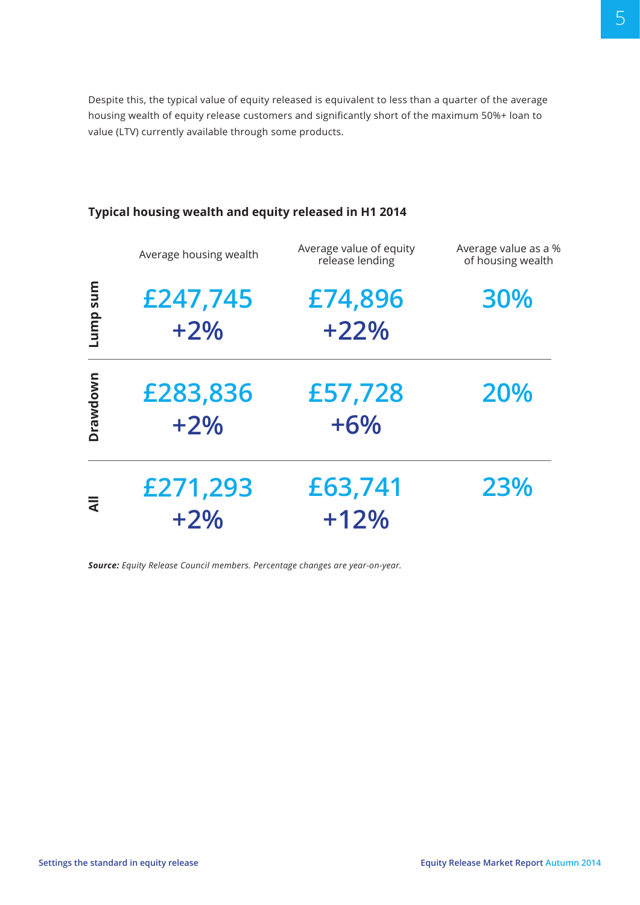Despite this, the typical value of equity released is equivalent to less than a quarter of the average housing wealth of equity release customers and significantly short of the maximum 50%+ loan to value (LTV) currently available through some products.

### Typical housing wealth and equity released in H1 2014

| | Average housing wealth | Average value of equity release lending | Average value as a % of housing wealth |
|---|---|---|---|
| **Lump sum** | £247,745 +2% | £74,896 +22% | 30% |
| **Drawdown** | £283,836 +2% | £57,728 +6% | 20% |
| **All** | £271,293 +2% | £63,741 +12% | 23% |

***Source:*** *Equity Release Council members. Percentage changes are year-on-year.*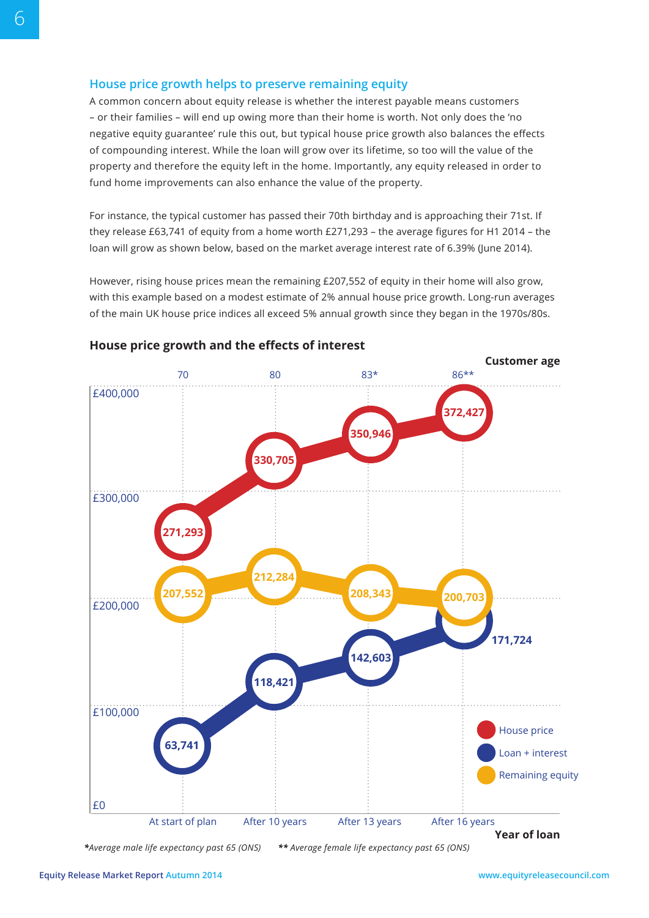## House price growth helps to preserve remaining equity

A common concern about equity release is whether the interest payable means customers – or their families – will end up owing more than their home is worth. Not only does the 'no negative equity guarantee' rule this out, but typical house price growth also balances the effects of compounding interest. While the loan will grow over its lifetime, so too will the value of the property and therefore the equity left in the home. Importantly, any equity released in order to fund home improvements can also enhance the value of the property.

For instance, the typical customer has passed their 70th birthday and is approaching their 71st. If they release £63,741 of equity from a home worth £271,293 – the average figures for H1 2014 – the loan will grow as shown below, based on the market average interest rate of 6.39% (June 2014).

However, rising house prices mean the remaining £207,552 of equity in their home will also grow, with this example based on a modest estimate of 2% annual house price growth. Long-run averages of the main UK house price indices all exceed 5% annual growth since they began in the 1970s/80s.

### House price growth and the effects of interest

| Year of loan | Customer age | House price | Loan + interest | Remaining equity |
|---|---|---|---|---|
| At start of plan | 70 | 271,293 | 63,741 | 207,552 |
| After 10 years | 80 | 330,705 | 118,421 | 212,284 |
| After 13 years | 83* | 350,946 | 142,603 | 208,343 |
| After 16 years | 86** | 372,427 | 171,724 | 200,703 |

**\***Average male life expectancy past 65 (ONS) **\*\*** Average female life expectancy past 65 (ONS)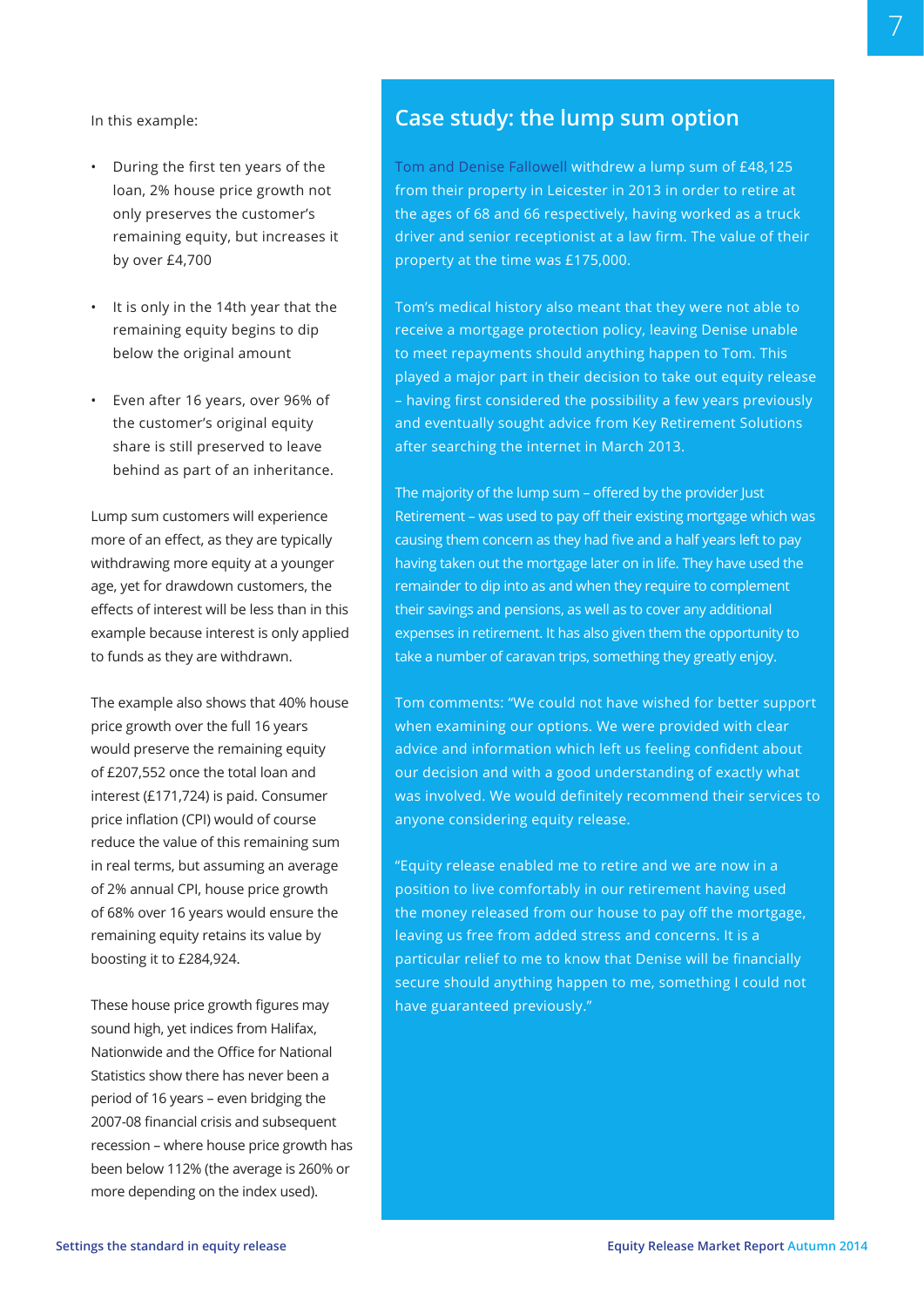In this example:

- During the first ten years of the loan, 2% house price growth not only preserves the customer's remaining equity, but increases it by over £4,700
- It is only in the 14th year that the remaining equity begins to dip below the original amount
- Even after 16 years, over 96% of the customer's original equity share is still preserved to leave behind as part of an inheritance.

Lump sum customers will experience more of an effect, as they are typically withdrawing more equity at a younger age, yet for drawdown customers, the effects of interest will be less than in this example because interest is only applied to funds as they are withdrawn.

The example also shows that 40% house price growth over the full 16 years would preserve the remaining equity of £207,552 once the total loan and interest (£171,724) is paid. Consumer price inflation (CPI) would of course reduce the value of this remaining sum in real terms, but assuming an average of 2% annual CPI, house price growth of 68% over 16 years would ensure the remaining equity retains its value by boosting it to £284,924.

These house price growth figures may sound high, yet indices from Halifax, Nationwide and the Office for National Statistics show there has never been a period of 16 years – even bridging the 2007-08 financial crisis and subsequent recession – where house price growth has been below 112% (the average is 260% or more depending on the index used).

## Case study: the lump sum option

Tom and Denise Fallowell withdrew a lump sum of £48,125 from their property in Leicester in 2013 in order to retire at the ages of 68 and 66 respectively, having worked as a truck driver and senior receptionist at a law firm. The value of their property at the time was £175,000.

Tom's medical history also meant that they were not able to receive a mortgage protection policy, leaving Denise unable to meet repayments should anything happen to Tom. This played a major part in their decision to take out equity release – having first considered the possibility a few years previously and eventually sought advice from Key Retirement Solutions after searching the internet in March 2013.

The majority of the lump sum – offered by the provider Just Retirement – was used to pay off their existing mortgage which was causing them concern as they had five and a half years left to pay having taken out the mortgage later on in life. They have used the remainder to dip into as and when they require to complement their savings and pensions, as well as to cover any additional expenses in retirement. It has also given them the opportunity to take a number of caravan trips, something they greatly enjoy.

Tom comments: "We could not have wished for better support when examining our options. We were provided with clear advice and information which left us feeling confident about our decision and with a good understanding of exactly what was involved. We would definitely recommend their services to anyone considering equity release.

"Equity release enabled me to retire and we are now in a position to live comfortably in our retirement having used the money released from our house to pay off the mortgage, leaving us free from added stress and concerns. It is a particular relief to me to know that Denise will be financially secure should anything happen to me, something I could not have guaranteed previously."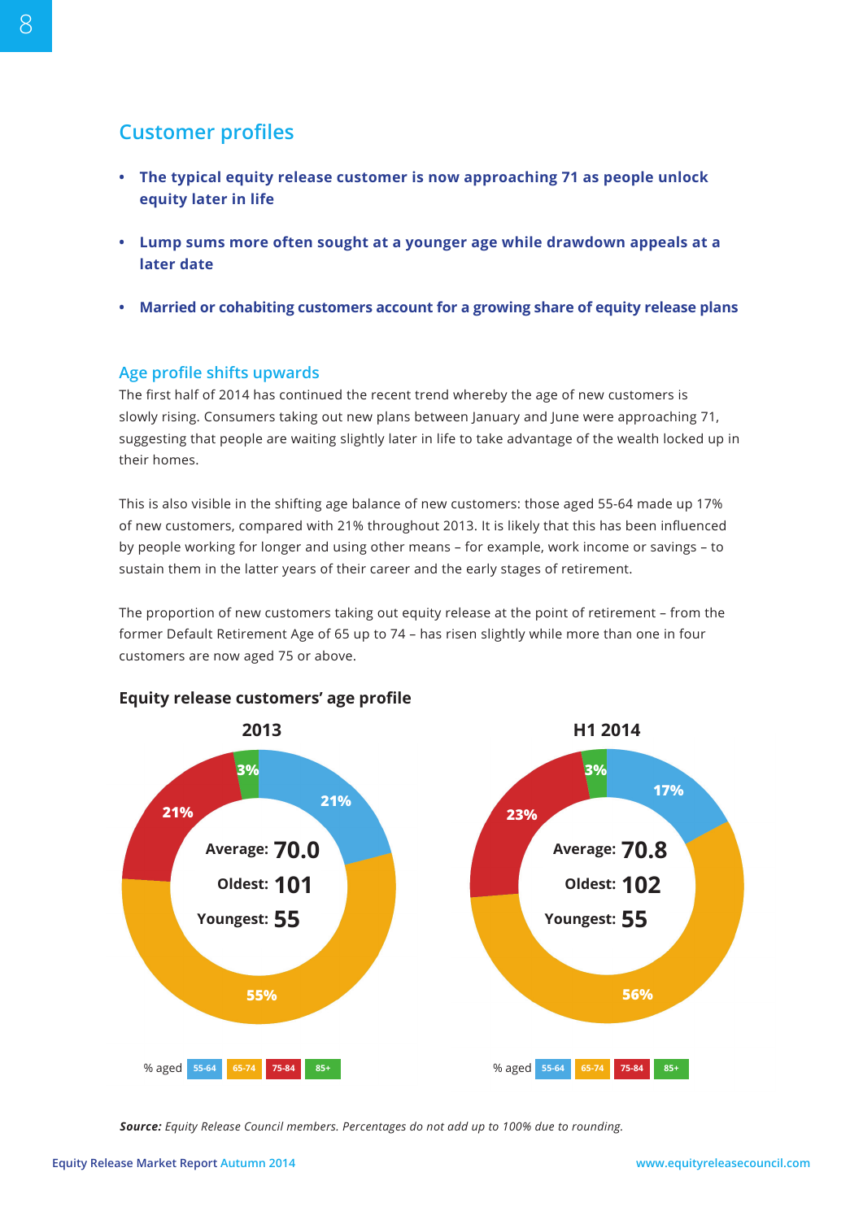## Customer profiles

- **The typical equity release customer is now approaching 71 as people unlock equity later in life**
- **Lump sums more often sought at a younger age while drawdown appeals at a later date**
- **Married or cohabiting customers account for a growing share of equity release plans**

### Age profile shifts upwards

The first half of 2014 has continued the recent trend whereby the age of new customers is slowly rising. Consumers taking out new plans between January and June were approaching 71, suggesting that people are waiting slightly later in life to take advantage of the wealth locked up in their homes.

This is also visible in the shifting age balance of new customers: those aged 55-64 made up 17% of new customers, compared with 21% throughout 2013. It is likely that this has been influenced by people working for longer and using other means – for example, work income or savings – to sustain them in the latter years of their career and the early stages of retirement.

The proportion of new customers taking out equity release at the point of retirement – from the former Default Retirement Age of 65 up to 74 – has risen slightly while more than one in four customers are now aged 75 or above.

**Equity release customers' age profile**

| | 2013 | H1 2014 |
|---|---|---|
| % aged 55-64 | 21% | 17% |
| % aged 65-74 | 55% | 56% |
| % aged 75-84 | 21% | 23% |
| % aged 85+ | 3% | 3% |
| Average | 70.0 | 70.8 |
| Oldest | 101 | 102 |
| Youngest | 55 | 55 |

***Source:*** *Equity Release Council members. Percentages do not add up to 100% due to rounding.*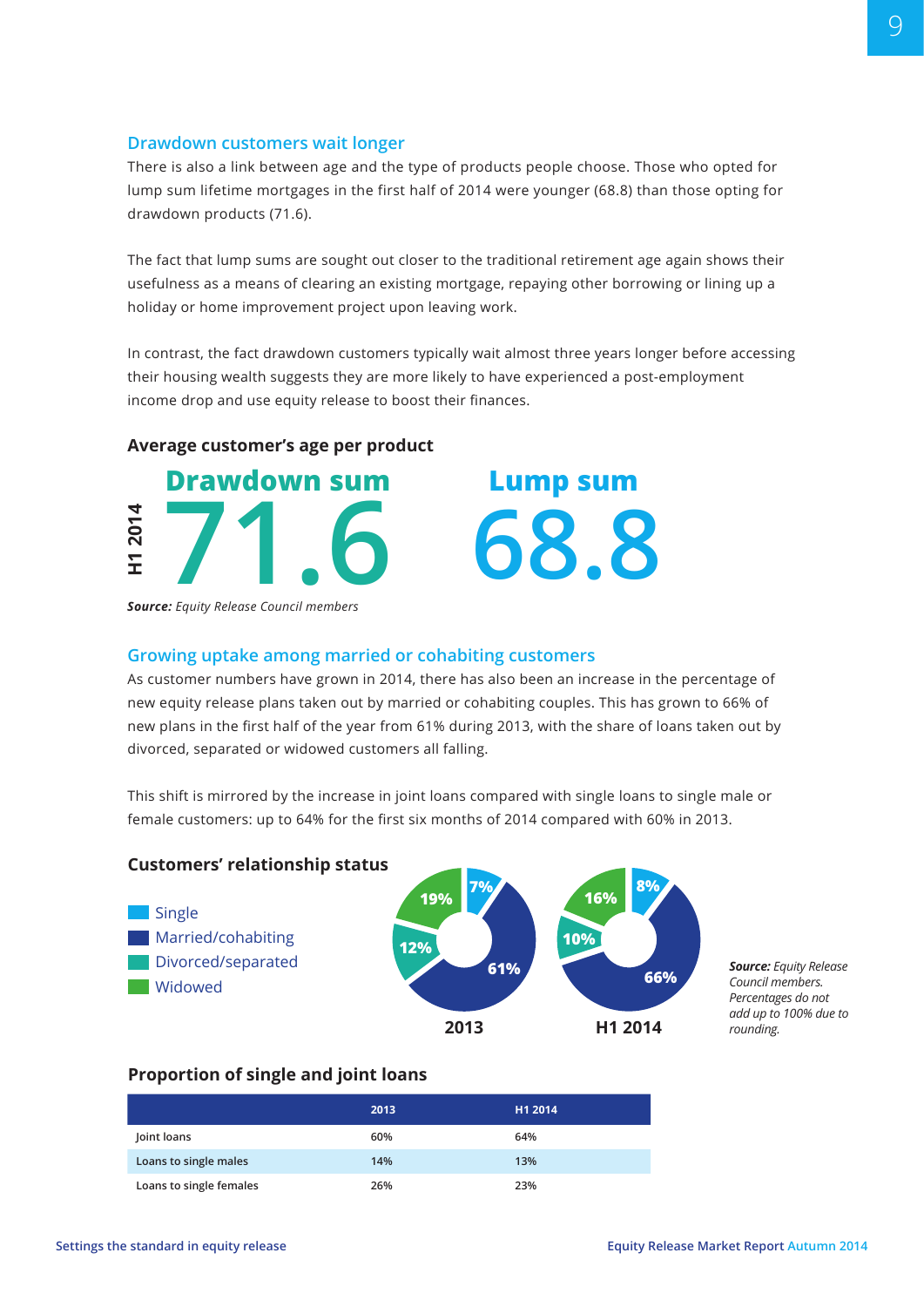## Drawdown customers wait longer

There is also a link between age and the type of products people choose. Those who opted for lump sum lifetime mortgages in the first half of 2014 were younger (68.8) than those opting for drawdown products (71.6).

The fact that lump sums are sought out closer to the traditional retirement age again shows their usefulness as a means of clearing an existing mortgage, repaying other borrowing or lining up a holiday or home improvement project upon leaving work.

In contrast, the fact drawdown customers typically wait almost three years longer before accessing their housing wealth suggests they are more likely to have experienced a post-employment income drop and use equity release to boost their finances.

### Average customer's age per product

**H1 2014**

| Drawdown sum | Lump sum |
|---|---|
| 71.6 | 68.8 |

***Source:*** *Equity Release Council members*

## Growing uptake among married or cohabiting customers

As customer numbers have grown in 2014, there has also been an increase in the percentage of new equity release plans taken out by married or cohabiting couples. This has grown to 66% of new plans in the first half of the year from 61% during 2013, with the share of loans taken out by divorced, separated or widowed customers all falling.

This shift is mirrored by the increase in joint loans compared with single loans to single male or female customers: up to 64% for the first six months of 2014 compared with 60% in 2013.

### Customers' relationship status

| | 2013 | H1 2014 |
|---|---|---|
| Single | 7% | 8% |
| Married/cohabiting | 61% | 66% |
| Divorced/separated | 12% | 10% |
| Widowed | 19% | 16% |

***Source:*** *Equity Release Council members. Percentages do not add up to 100% due to rounding.*

### Proportion of single and joint loans

| | 2013 | H1 2014 |
|---|---|---|
| Joint loans | 60% | 64% |
| Loans to single males | 14% | 13% |
| Loans to single females | 26% | 23% |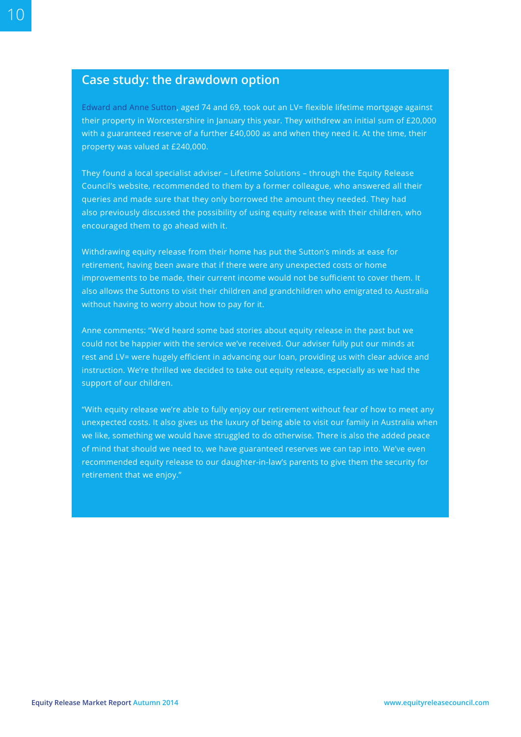## Case study: the drawdown option

Edward and Anne Sutton, aged 74 and 69, took out an LV= flexible lifetime mortgage against their property in Worcestershire in January this year. They withdrew an initial sum of £20,000 with a guaranteed reserve of a further £40,000 as and when they need it. At the time, their property was valued at £240,000.

They found a local specialist adviser – Lifetime Solutions – through the Equity Release Council's website, recommended to them by a former colleague, who answered all their queries and made sure that they only borrowed the amount they needed. They had also previously discussed the possibility of using equity release with their children, who encouraged them to go ahead with it.

Withdrawing equity release from their home has put the Sutton's minds at ease for retirement, having been aware that if there were any unexpected costs or home improvements to be made, their current income would not be sufficient to cover them. It also allows the Suttons to visit their children and grandchildren who emigrated to Australia without having to worry about how to pay for it.

Anne comments: "We'd heard some bad stories about equity release in the past but we could not be happier with the service we've received. Our adviser fully put our minds at rest and LV= were hugely efficient in advancing our loan, providing us with clear advice and instruction. We're thrilled we decided to take out equity release, especially as we had the support of our children.

"With equity release we're able to fully enjoy our retirement without fear of how to meet any unexpected costs. It also gives us the luxury of being able to visit our family in Australia when we like, something we would have struggled to do otherwise. There is also the added peace of mind that should we need to, we have guaranteed reserves we can tap into. We've even recommended equity release to our daughter-in-law's parents to give them the security for retirement that we enjoy."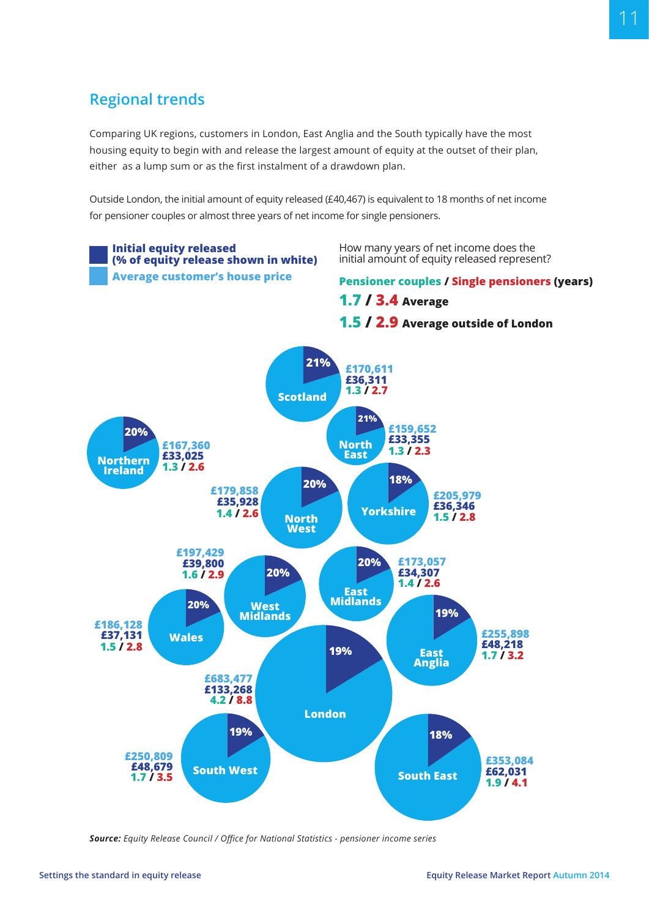## Regional trends

Comparing UK regions, customers in London, East Anglia and the South typically have the most housing equity to begin with and release the largest amount of equity at the outset of their plan, either as a lump sum or as the first instalment of a drawdown plan.

Outside London, the initial amount of equity released (£40,467) is equivalent to 18 months of net income for pensioner couples or almost three years of net income for single pensioners.

**Initial equity released (% of equity release shown in white)**
**Average customer's house price**

How many years of net income does the initial amount of equity released represent?

**Pensioner couples / Single pensioners (years)**

**1.7 / 3.4 Average**

**1.5 / 2.9 Average outside of London**

| Region | % of equity released | Average customer's house price | Initial equity released | Pensioner couples / Single pensioners (years) |
|---|---|---|---|---|
| Scotland | 21% | £170,611 | £36,311 | 1.3 / 2.7 |
| North East | 21% | £159,652 | £33,355 | 1.3 / 2.3 |
| Northern Ireland | 20% | £167,360 | £33,025 | 1.3 / 2.6 |
| North West | 20% | £179,858 | £35,928 | 1.4 / 2.6 |
| Yorkshire | 18% | £205,979 | £36,346 | 1.5 / 2.8 |
| West Midlands | 20% | £197,429 | £39,800 | 1.6 / 2.9 |
| East Midlands | 20% | £173,057 | £34,307 | 1.4 / 2.6 |
| Wales | 20% | £186,128 | £37,131 | 1.5 / 2.8 |
| East Anglia | 19% | £255,898 | £48,218 | 1.7 / 3.2 |
| London | 19% | £683,477 | £133,268 | 4.2 / 8.8 |
| South West | 19% | £250,809 | £48,679 | 1.7 / 3.5 |
| South East | 18% | £353,084 | £62,031 | 1.9 / 4.1 |

***Source:*** *Equity Release Council / Office for National Statistics - pensioner income series*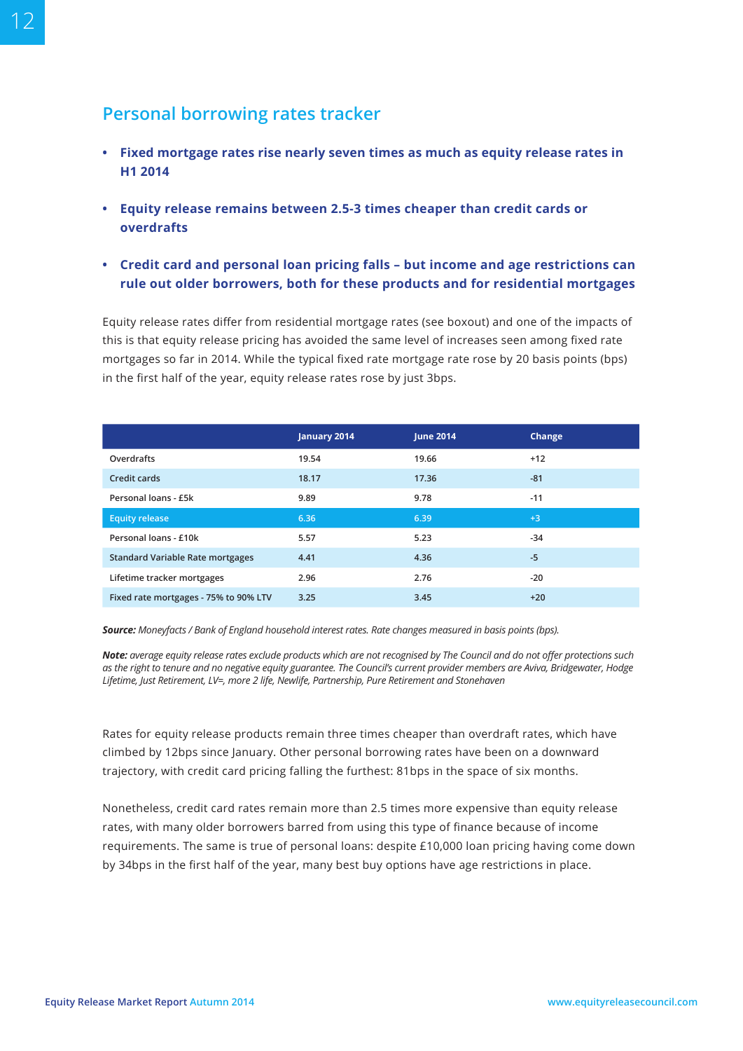## Personal borrowing rates tracker

- **Fixed mortgage rates rise nearly seven times as much as equity release rates in H1 2014**
- **Equity release remains between 2.5-3 times cheaper than credit cards or overdrafts**
- **Credit card and personal loan pricing falls – but income and age restrictions can rule out older borrowers, both for these products and for residential mortgages**

Equity release rates differ from residential mortgage rates (see boxout) and one of the impacts of this is that equity release pricing has avoided the same level of increases seen among fixed rate mortgages so far in 2014. While the typical fixed rate mortgage rate rose by 20 basis points (bps) in the first half of the year, equity release rates rose by just 3bps.

| | January 2014 | June 2014 | Change |
|---|---|---|---|
| Overdrafts | 19.54 | 19.66 | +12 |
| Credit cards | 18.17 | 17.36 | -81 |
| Personal loans - £5k | 9.89 | 9.78 | -11 |
| Equity release | 6.36 | 6.39 | +3 |
| Personal loans - £10k | 5.57 | 5.23 | -34 |
| Standard Variable Rate mortgages | 4.41 | 4.36 | -5 |
| Lifetime tracker mortgages | 2.96 | 2.76 | -20 |
| Fixed rate mortgages - 75% to 90% LTV | 3.25 | 3.45 | +20 |

***Source:*** *Moneyfacts / Bank of England household interest rates. Rate changes measured in basis points (bps).*

***Note:*** *average equity release rates exclude products which are not recognised by The Council and do not offer protections such as the right to tenure and no negative equity guarantee. The Council's current provider members are Aviva, Bridgewater, Hodge Lifetime, Just Retirement, LV=, more 2 life, Newlife, Partnership, Pure Retirement and Stonehaven*

Rates for equity release products remain three times cheaper than overdraft rates, which have climbed by 12bps since January. Other personal borrowing rates have been on a downward trajectory, with credit card pricing falling the furthest: 81bps in the space of six months.

Nonetheless, credit card rates remain more than 2.5 times more expensive than equity release rates, with many older borrowers barred from using this type of finance because of income requirements. The same is true of personal loans: despite £10,000 loan pricing having come down by 34bps in the first half of the year, many best buy options have age restrictions in place.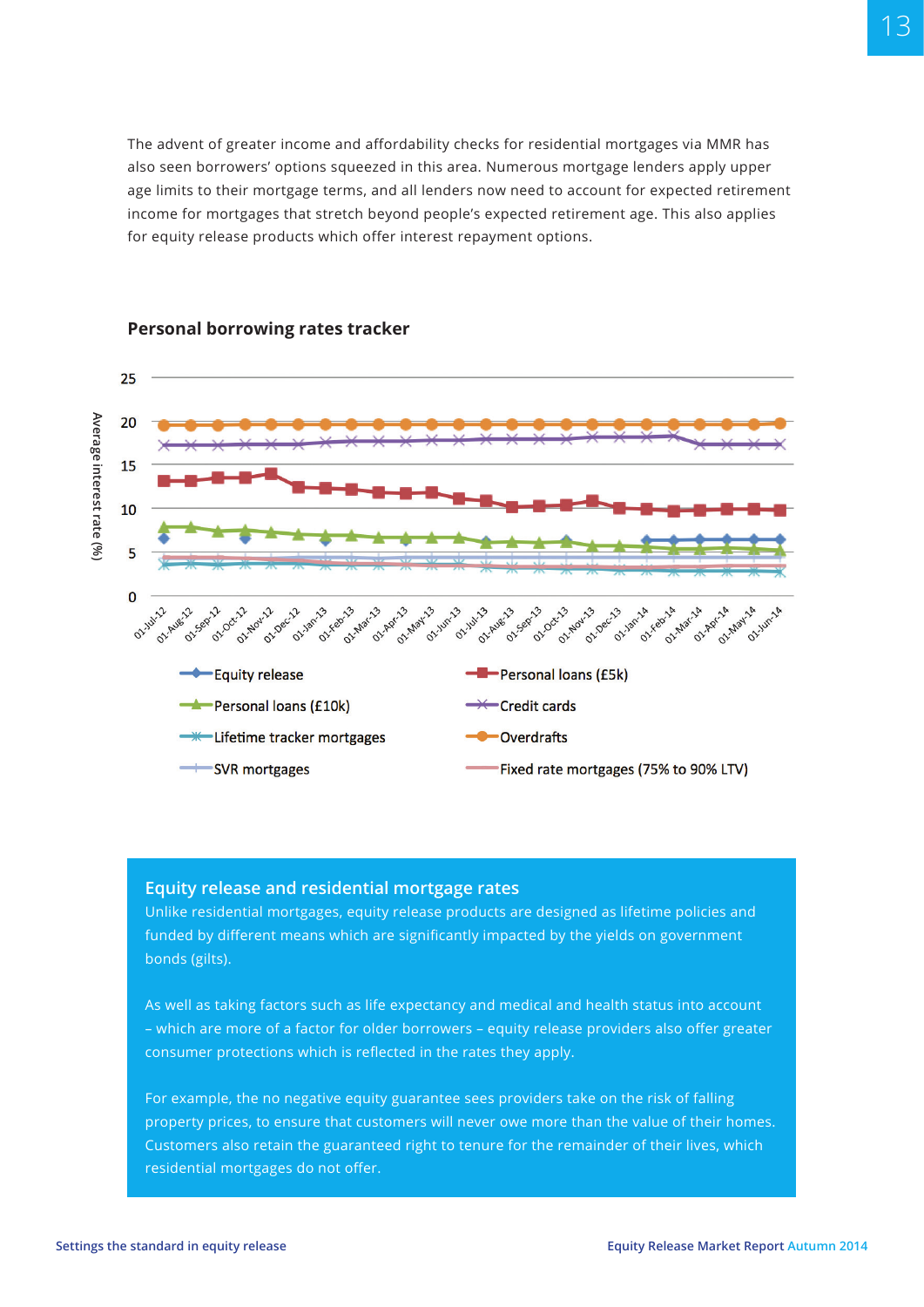The advent of greater income and affordability checks for residential mortgages via MMR has also seen borrowers' options squeezed in this area. Numerous mortgage lenders apply upper age limits to their mortgage terms, and all lenders now need to account for expected retirement income for mortgages that stretch beyond people's expected retirement age. This also applies for equity release products which offer interest repayment options.

## Personal borrowing rates tracker

Average interest rate (%)

25, 20, 15, 10, 5, 0

01-Jul-12, 01-Aug-12, 01-Sep-12, 01-Oct-12, 01-Nov-12, 01-Dec-12, 01-Jan-13, 01-Feb-13, 01-Mar-13, 01-Apr-13, 01-May-13, 01-Jun-13, 01-Jul-13, 01-Aug-13, 01-Sep-13, 01-Oct-13, 01-Nov-13, 01-Dec-13, 01-Jan-14, 01-Feb-14, 01-Mar-14, 01-Apr-14, 01-May-14, 01-Jun-14

- Equity release
- Personal loans (£5k)
- Personal loans (£10k)
- Credit cards
- Lifetime tracker mortgages
- Overdrafts
- SVR mortgages
- Fixed rate mortgages (75% to 90% LTV)

## Equity release and residential mortgage rates

Unlike residential mortgages, equity release products are designed as lifetime policies and funded by different means which are significantly impacted by the yields on government bonds (gilts).

As well as taking factors such as life expectancy and medical and health status into account – which are more of a factor for older borrowers – equity release providers also offer greater consumer protections which is reflected in the rates they apply.

For example, the no negative equity guarantee sees providers take on the risk of falling property prices, to ensure that customers will never owe more than the value of their homes. Customers also retain the guaranteed right to tenure for the remainder of their lives, which residential mortgages do not offer.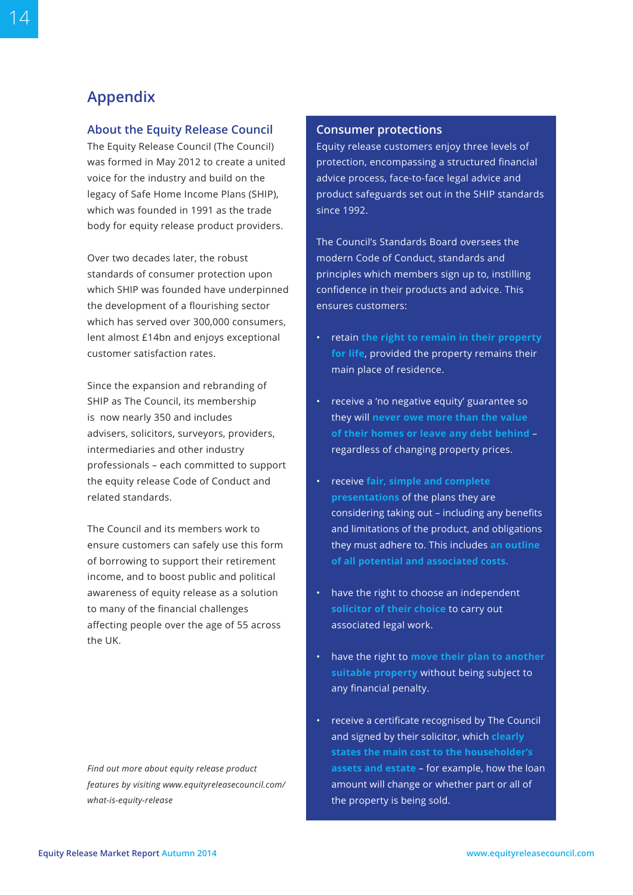# Appendix

## About the Equity Release Council

The Equity Release Council (The Council) was formed in May 2012 to create a united voice for the industry and build on the legacy of Safe Home Income Plans (SHIP), which was founded in 1991 as the trade body for equity release product providers.

Over two decades later, the robust standards of consumer protection upon which SHIP was founded have underpinned the development of a flourishing sector which has served over 300,000 consumers, lent almost £14bn and enjoys exceptional customer satisfaction rates.

Since the expansion and rebranding of SHIP as The Council, its membership is now nearly 350 and includes advisers, solicitors, surveyors, providers, intermediaries and other industry professionals – each committed to support the equity release Code of Conduct and related standards.

The Council and its members work to ensure customers can safely use this form of borrowing to support their retirement income, and to boost public and political awareness of equity release as a solution to many of the financial challenges affecting people over the age of 55 across the UK.

*Find out more about equity release product features by visiting www.equityreleasecouncil.com/what-is-equity-release*

## Consumer protections

Equity release customers enjoy three levels of protection, encompassing a structured financial advice process, face-to-face legal advice and product safeguards set out in the SHIP standards since 1992.

The Council's Standards Board oversees the modern Code of Conduct, standards and principles which members sign up to, instilling confidence in their products and advice. This ensures customers:

- retain **the right to remain in their property for life**, provided the property remains their main place of residence.
- receive a 'no negative equity' guarantee so they will **never owe more than the value of their homes or leave any debt behind** – regardless of changing property prices.
- receive **fair, simple and complete presentations** of the plans they are considering taking out – including any benefits and limitations of the product, and obligations they must adhere to. This includes **an outline of all potential and associated costs.**
- have the right to choose an independent **solicitor of their choice** to carry out associated legal work.
- have the right to **move their plan to another suitable property** without being subject to any financial penalty.
- receive a certificate recognised by The Council and signed by their solicitor, which **clearly states the main cost to the householder's assets and estate** – for example, how the loan amount will change or whether part or all of the property is being sold.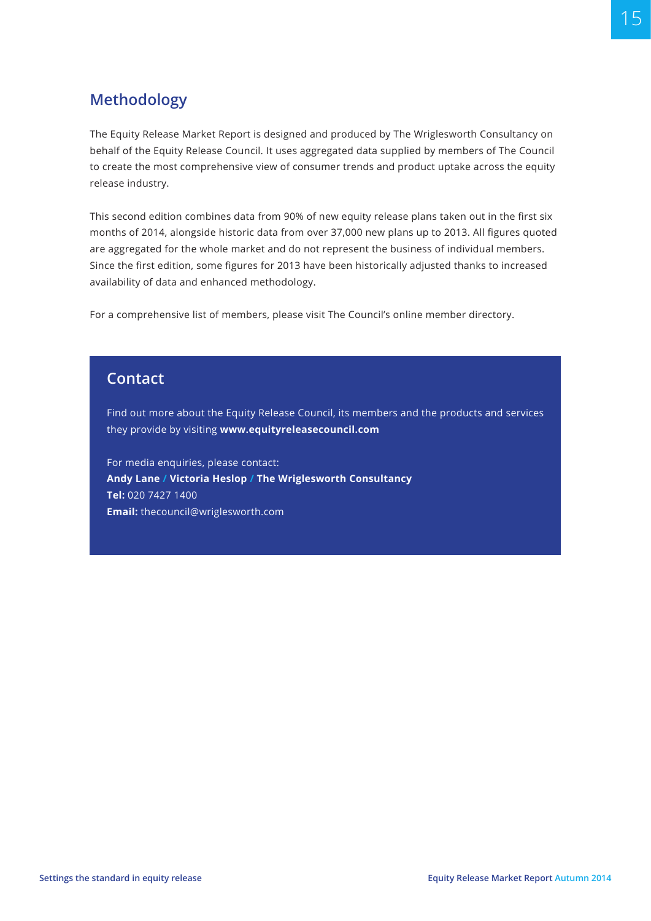## Methodology

The Equity Release Market Report is designed and produced by The Wriglesworth Consultancy on behalf of the Equity Release Council. It uses aggregated data supplied by members of The Council to create the most comprehensive view of consumer trends and product uptake across the equity release industry.

This second edition combines data from 90% of new equity release plans taken out in the first six months of 2014, alongside historic data from over 37,000 new plans up to 2013. All figures quoted are aggregated for the whole market and do not represent the business of individual members. Since the first edition, some figures for 2013 have been historically adjusted thanks to increased availability of data and enhanced methodology.

For a comprehensive list of members, please visit The Council's online member directory.

## Contact

Find out more about the Equity Release Council, its members and the products and services they provide by visiting **www.equityreleasecouncil.com**

For media enquiries, please contact:
**Andy Lane / Victoria Heslop / The Wriglesworth Consultancy**
**Tel:** 020 7427 1400
**Email:** thecouncil@wriglesworth.com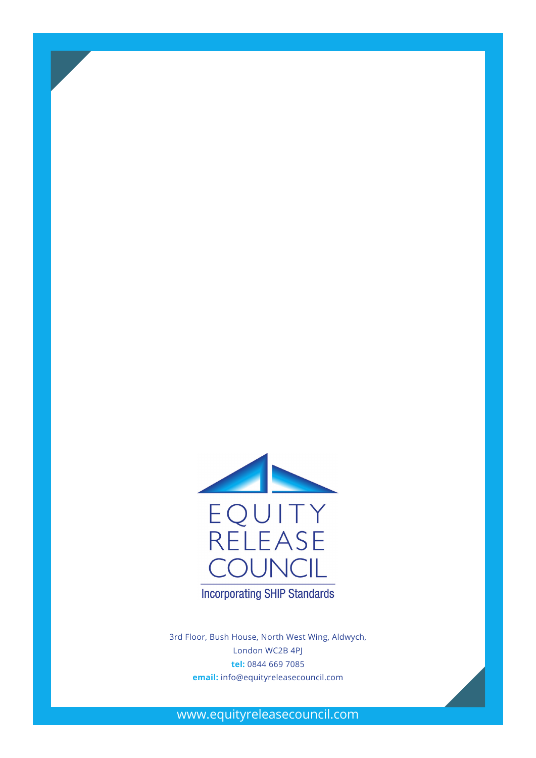EQUITY RELEASE COUNCIL

Incorporating SHIP Standards

3rd Floor, Bush House, North West Wing, Aldwych,
London WC2B 4PJ
**tel:** 0844 669 7085
**email:** info@equityreleasecouncil.com

www.equityreleasecouncil.com